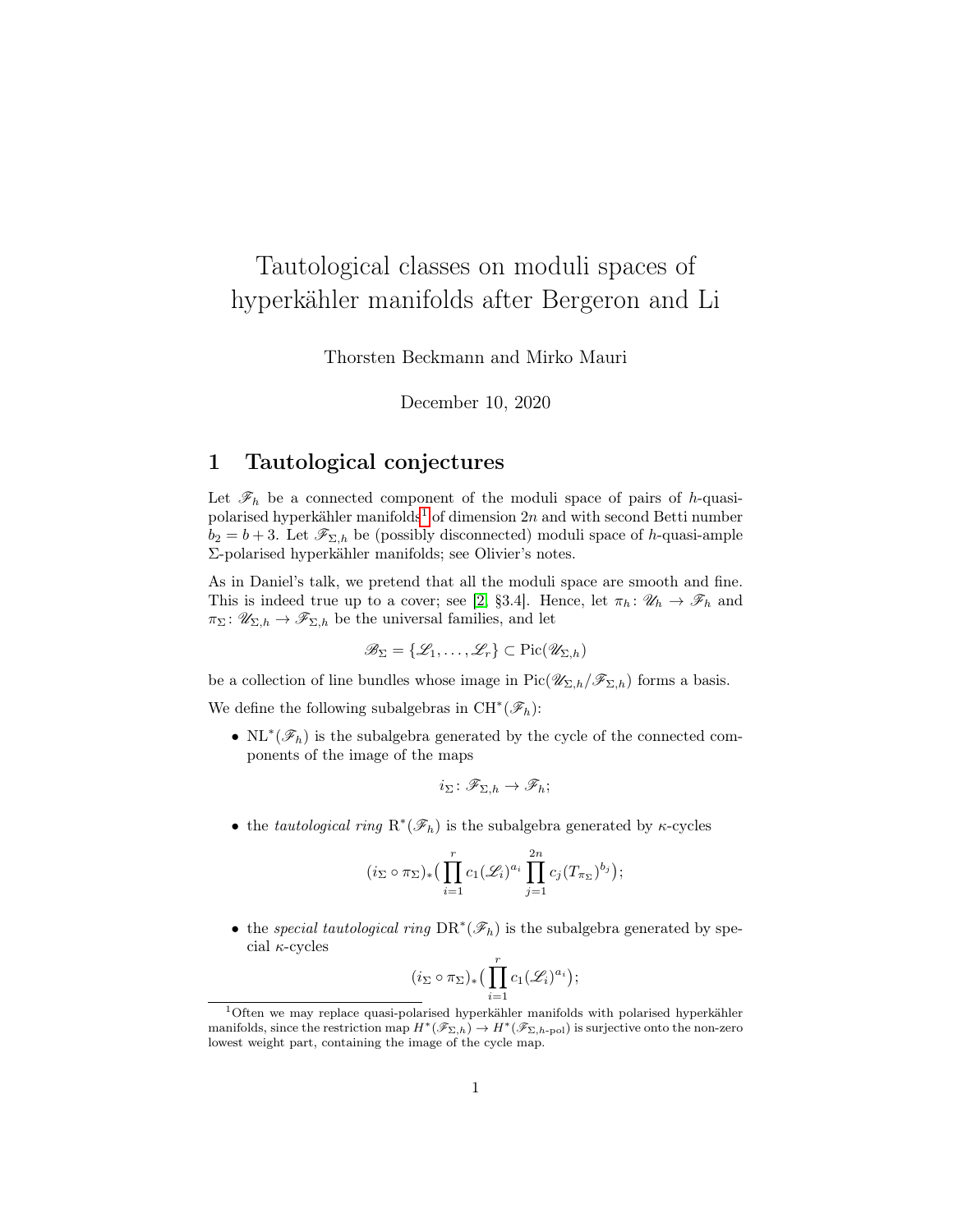# Tautological classes on moduli spaces of hyperkähler manifolds after Bergeron and Li

Thorsten Beckmann and Mirko Mauri

December 10, 2020

## 1 Tautological conjectures

Let $\mathscr{F}_h$ be a connected component of the moduli space of pairs of $h$-quasi-polarised hyperkähler manifolds[1] of dimension $2n$ and with second Betti number $b_2 = b+3$. Let $\mathscr{F}_{\Sigma,h}$ be (possibly disconnected) moduli space of $h$-quasi-ample $\Sigma$-polarised hyperkähler manifolds; see Olivier's notes.

As in Daniel's talk, we pretend that all the moduli space are smooth and fine. This is indeed true up to a cover; see [2, §3.4]. Hence, let $\pi_h \colon \mathscr{U}_h \to \mathscr{F}_h$ and $\pi_\Sigma \colon \mathscr{U}_{\Sigma,h} \to \mathscr{F}_{\Sigma,h}$ be the universal families, and let

$$\mathscr{B}_\Sigma = \{\mathscr{L}_1, \ldots, \mathscr{L}_r\} \subset \mathrm{Pic}(\mathscr{U}_{\Sigma,h})$$

be a collection of line bundles whose image in $\mathrm{Pic}(\mathscr{U}_{\Sigma,h}/\mathscr{F}_{\Sigma,h})$ forms a basis.

We define the following subalgebras in $\mathrm{CH}^*(\mathscr{F}_h)$:

- $\mathrm{NL}^*(\mathscr{F}_h)$ is the subalgebra generated by the cycle of the connected components of the image of the maps

$$i_\Sigma \colon \mathscr{F}_{\Sigma,h} \to \mathscr{F}_h;$$

- the *tautological ring* $\mathrm{R}^*(\mathscr{F}_h)$ is the subalgebra generated by $\kappa$-cycles

$$(i_\Sigma \circ \pi_\Sigma)_*\Big(\prod_{i=1}^{r} c_1(\mathscr{L}_i)^{a_i} \prod_{j=1}^{2n} c_j(T_{\pi_\Sigma})^{b_j}\Big);$$

- the *special tautological ring* $\mathrm{DR}^*(\mathscr{F}_h)$ is the subalgebra generated by special $\kappa$-cycles

$$(i_\Sigma \circ \pi_\Sigma)_*\Big(\prod_{i=1}^{r} c_1(\mathscr{L}_i)^{a_i}\Big);$$

[1] Often we may replace quasi-polarised hyperkähler manifolds with polarised hyperkähler manifolds, since the restriction map $H^*(\mathscr{F}_{\Sigma,h}) \to H^*(\mathscr{F}_{\Sigma,h\text{-pol}})$ is surjective onto the non-zero lowest weight part, containing the image of the cycle map.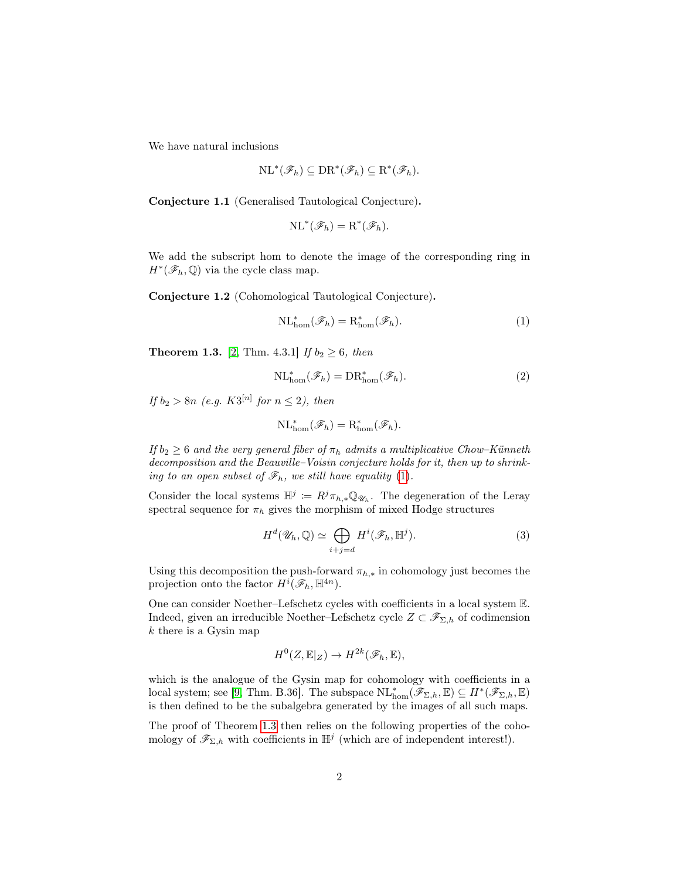We have natural inclusions

$$\mathrm{NL}^*(\mathscr{F}_h) \subseteq \mathrm{DR}^*(\mathscr{F}_h) \subseteq \mathrm{R}^*(\mathscr{F}_h).$$

**Conjecture 1.1** (Generalised Tautological Conjecture)**.**

$$\mathrm{NL}^*(\mathscr{F}_h) = \mathrm{R}^*(\mathscr{F}_h).$$

We add the subscript hom to denote the image of the corresponding ring in $H^*(\mathscr{F}_h, \mathbb{Q})$ via the cycle class map.

**Conjecture 1.2** (Cohomological Tautological Conjecture)**.**

$$\mathrm{NL}^*_{\mathrm{hom}}(\mathscr{F}_h) = \mathrm{R}^*_{\mathrm{hom}}(\mathscr{F}_h). \tag{1}$$

**Theorem 1.3.** [2, Thm. 4.3.1] *If $b_2 \geq 6$, then*

$$\mathrm{NL}^*_{\mathrm{hom}}(\mathscr{F}_h) = \mathrm{DR}^*_{\mathrm{hom}}(\mathscr{F}_h). \tag{2}$$

*If $b_2 > 8n$ (e.g. $K3^{[n]}$ for $n \leq 2$), then*

$$\mathrm{NL}^*_{\mathrm{hom}}(\mathscr{F}_h) = \mathrm{R}^*_{\mathrm{hom}}(\mathscr{F}_h).$$

*If $b_2 \geq 6$ and the very general fiber of $\pi_h$ admits a multiplicative Chow–Künneth decomposition and the Beauville–Voisin conjecture holds for it, then up to shrinking to an open subset of $\mathscr{F}_h$, we still have equality (1).*

Consider the local systems $\mathbb{H}^j := R^j\pi_{h,*}\mathbb{Q}_{\mathscr{U}_h}$. The degeneration of the Leray spectral sequence for $\pi_h$ gives the morphism of mixed Hodge structures

$$H^d(\mathscr{U}_h, \mathbb{Q}) \simeq \bigoplus_{i+j=d} H^i(\mathscr{F}_h, \mathbb{H}^j). \tag{3}$$

Using this decomposition the push-forward $\pi_{h,*}$ in cohomology just becomes the projection onto the factor $H^i(\mathscr{F}_h, \mathbb{H}^{4n})$.

One can consider Noether–Lefschetz cycles with coefficients in a local system $\mathbb{E}$. Indeed, given an irreducible Noether–Lefschetz cycle $Z \subset \mathscr{F}_{\Sigma,h}$ of codimension $k$ there is a Gysin map

$$H^0(Z, \mathbb{E}|_Z) \to H^{2k}(\mathscr{F}_h, \mathbb{E}),$$

which is the analogue of the Gysin map for cohomology with coefficients in a local system; see [9, Thm. B.36]. The subspace $\mathrm{NL}^*_{\mathrm{hom}}(\mathscr{F}_{\Sigma,h}, \mathbb{E}) \subseteq H^*(\mathscr{F}_{\Sigma,h}, \mathbb{E})$ is then defined to be the subalgebra generated by the images of all such maps.

The proof of Theorem 1.3 then relies on the following properties of the cohomology of $\mathscr{F}_{\Sigma,h}$ with coefficients in $\mathbb{H}^j$ (which are of independent interest!).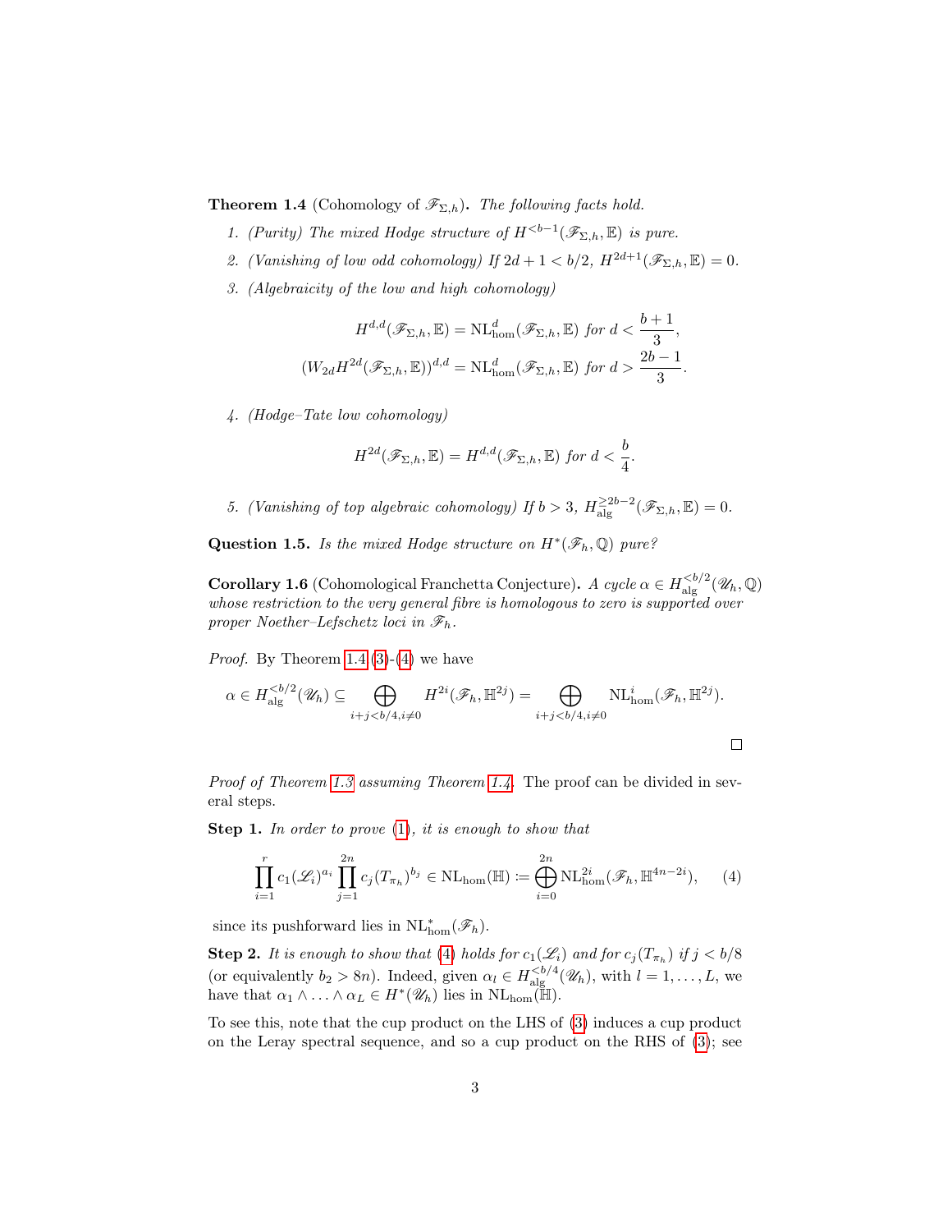**Theorem 1.4** (Cohomology of $\mathscr{F}_{\Sigma,h}$)**.** *The following facts hold.*

1. *(Purity) The mixed Hodge structure of $H^{<b-1}(\mathscr{F}_{\Sigma,h},\mathbb{E})$ is pure.*
2. *(Vanishing of low odd cohomology) If $2d+1<b/2$, $H^{2d+1}(\mathscr{F}_{\Sigma,h},\mathbb{E})=0$.*
3. *(Algebraicity of the low and high cohomology)*

$$H^{d,d}(\mathscr{F}_{\Sigma,h},\mathbb{E}) = \mathrm{NL}^d_{\mathrm{hom}}(\mathscr{F}_{\Sigma,h},\mathbb{E}) \text{ for } d<\frac{b+1}{3},$$
$$(W_{2d}H^{2d}(\mathscr{F}_{\Sigma,h},\mathbb{E}))^{d,d} = \mathrm{NL}^d_{\mathrm{hom}}(\mathscr{F}_{\Sigma,h},\mathbb{E}) \text{ for } d>\frac{2b-1}{3}.$$

4. *(Hodge–Tate low cohomology)*

$$H^{2d}(\mathscr{F}_{\Sigma,h},\mathbb{E}) = H^{d,d}(\mathscr{F}_{\Sigma,h},\mathbb{E}) \text{ for } d<\frac{b}{4}.$$

5. *(Vanishing of top algebraic cohomology) If $b>3$, $H^{\geq 2b-2}_{\mathrm{alg}}(\mathscr{F}_{\Sigma,h},\mathbb{E})=0$.*

**Question 1.5.** *Is the mixed Hodge structure on $H^*(\mathscr{F}_h,\mathbb{Q})$ pure?*

**Corollary 1.6** (Cohomological Franchetta Conjecture)**.** *A cycle $\alpha\in H^{<b/2}_{\mathrm{alg}}(\mathscr{U}_h,\mathbb{Q})$ whose restriction to the very general fibre is homologous to zero is supported over proper Noether–Lefschetz loci in $\mathscr{F}_h$.*

*Proof.* By Theorem 1.4 (3)-(4) we have

$$\alpha\in H^{<b/2}_{\mathrm{alg}}(\mathscr{U}_h)\subseteq \bigoplus_{i+j<b/4, i\neq 0} H^{2i}(\mathscr{F}_h,\mathbb{H}^{2j}) = \bigoplus_{i+j<b/4, i\neq 0} \mathrm{NL}^i_{\mathrm{hom}}(\mathscr{F}_h,\mathbb{H}^{2j}).$$

□

*Proof of Theorem 1.3 assuming Theorem 1.4.* The proof can be divided in several steps.

**Step 1.** *In order to prove (1), it is enough to show that*

$$\prod_{i=1}^{r} c_1(\mathscr{L}_i)^{a_i}\prod_{j=1}^{2n} c_j(T_{\pi_h})^{b_j}\in \mathrm{NL}_{\mathrm{hom}}(\mathbb{H}) := \bigoplus_{i=0}^{2n}\mathrm{NL}^{2i}_{\mathrm{hom}}(\mathscr{F}_h,\mathbb{H}^{4n-2i}), \qquad (4)$$

since its pushforward lies in $\mathrm{NL}^*_{\mathrm{hom}}(\mathscr{F}_h)$.

**Step 2.** *It is enough to show that (4) holds for $c_1(\mathscr{L}_i)$ and for $c_j(T_{\pi_h})$ if $j<b/8$ (or equivalently $b_2>8n$).* Indeed, given $\alpha_l\in H^{<b/4}_{\mathrm{alg}}(\mathscr{U}_h)$, with $l=1,\ldots,L$, we have that $\alpha_1\wedge\ldots\wedge\alpha_L\in H^*(\mathscr{U}_h)$ lies in $\mathrm{NL}_{\mathrm{hom}}(\mathbb{H})$.

To see this, note that the cup product on the LHS of (3) induces a cup product on the Leray spectral sequence, and so a cup product on the RHS of (3); see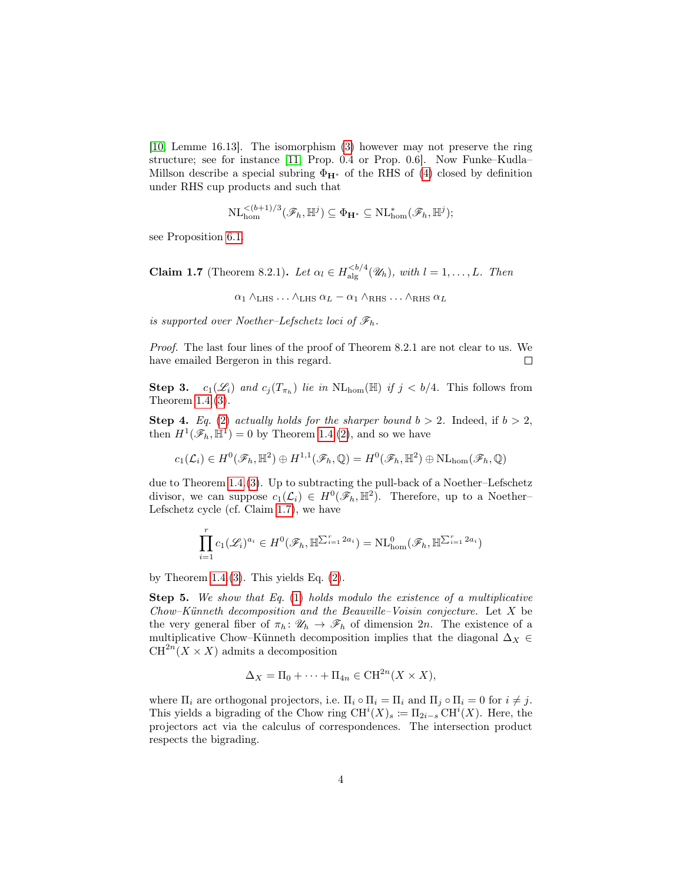[10, Lemme 16.13]. The isomorphism (3) however may not preserve the ring structure; see for instance [11, Prop. 0.4 or Prop. 0.6]. Now Funke–Kudla–Millson describe a special subring $\Phi_{\mathbf{H}^*}$ of the RHS of (4) closed by definition under RHS cup products and such that

$$\mathrm{NL}^{<(b+1)/3}_{\mathrm{hom}}(\mathscr{F}_h, \mathbb{H}^j) \subseteq \Phi_{\mathbf{H}^*} \subseteq \mathrm{NL}^*_{\mathrm{hom}}(\mathscr{F}_h, \mathbb{H}^j);$$

see Proposition 6.1.

**Claim 1.7** (Theorem 8.2.1)**.** *Let $\alpha_l \in H^{<b/4}_{\mathrm{alg}}(\mathscr{U}_h)$, with $l = 1, \ldots, L$. Then*

$$\alpha_1 \wedge_{\mathrm{LHS}} \ldots \wedge_{\mathrm{LHS}} \alpha_L - \alpha_1 \wedge_{\mathrm{RHS}} \ldots \wedge_{\mathrm{RHS}} \alpha_L$$

*is supported over Noether–Lefschetz loci of $\mathscr{F}_h$.*

*Proof.* The last four lines of the proof of Theorem 8.2.1 are not clear to us. We have emailed Bergeron in this regard. □

**Step 3.** *$c_1(\mathscr{L}_i)$ and $c_j(T_{\pi_h})$ lie in $\mathrm{NL}_{\mathrm{hom}}(\mathbb{H})$ if $j < b/4$.* This follows from Theorem 1.4.(3).

**Step 4.** *Eq. (2) actually holds for the sharper bound $b > 2$.* Indeed, if $b > 2$, then $H^1(\mathscr{F}_h, \mathbb{H}^1) = 0$ by Theorem 1.4.(2), and so we have

$$c_1(\mathcal{L}_i) \in H^0(\mathscr{F}_h, \mathbb{H}^2) \oplus H^{1,1}(\mathscr{F}_h, \mathbb{Q}) = H^0(\mathscr{F}_h, \mathbb{H}^2) \oplus \mathrm{NL}_{\mathrm{hom}}(\mathscr{F}_h, \mathbb{Q})$$

due to Theorem 1.4.(3). Up to subtracting the pull-back of a Noether–Lefschetz divisor, we can suppose $c_1(\mathcal{L}_i) \in H^0(\mathscr{F}_h, \mathbb{H}^2)$. Therefore, up to a Noether–Lefschetz cycle (cf. Claim 1.7), we have

$$\prod_{i=1}^{r} c_1(\mathscr{L}_i)^{a_i} \in H^0(\mathscr{F}_h, \mathbb{H}^{\sum_{i=1}^r 2a_i}) = \mathrm{NL}^0_{\mathrm{hom}}(\mathscr{F}_h, \mathbb{H}^{\sum_{i=1}^r 2a_i})$$

by Theorem 1.4.(3). This yields Eq. (2).

**Step 5.** *We show that Eq. (1) holds modulo the existence of a multiplicative Chow–Künneth decomposition and the Beauville–Voisin conjecture.* Let $X$ be the very general fiber of $\pi_h \colon \mathscr{U}_h \to \mathscr{F}_h$ of dimension $2n$. The existence of a multiplicative Chow–Künneth decomposition implies that the diagonal $\Delta_X \in \mathrm{CH}^{2n}(X \times X)$ admits a decomposition

$$\Delta_X = \Pi_0 + \cdots + \Pi_{4n} \in \mathrm{CH}^{2n}(X \times X),$$

where $\Pi_i$ are orthogonal projectors, i.e. $\Pi_i \circ \Pi_i = \Pi_i$ and $\Pi_j \circ \Pi_i = 0$ for $i \neq j$. This yields a bigrading of the Chow ring $\mathrm{CH}^i(X)_s := \Pi_{2i-s}\,\mathrm{CH}^i(X)$. Here, the projectors act via the calculus of correspondences. The intersection product respects the bigrading.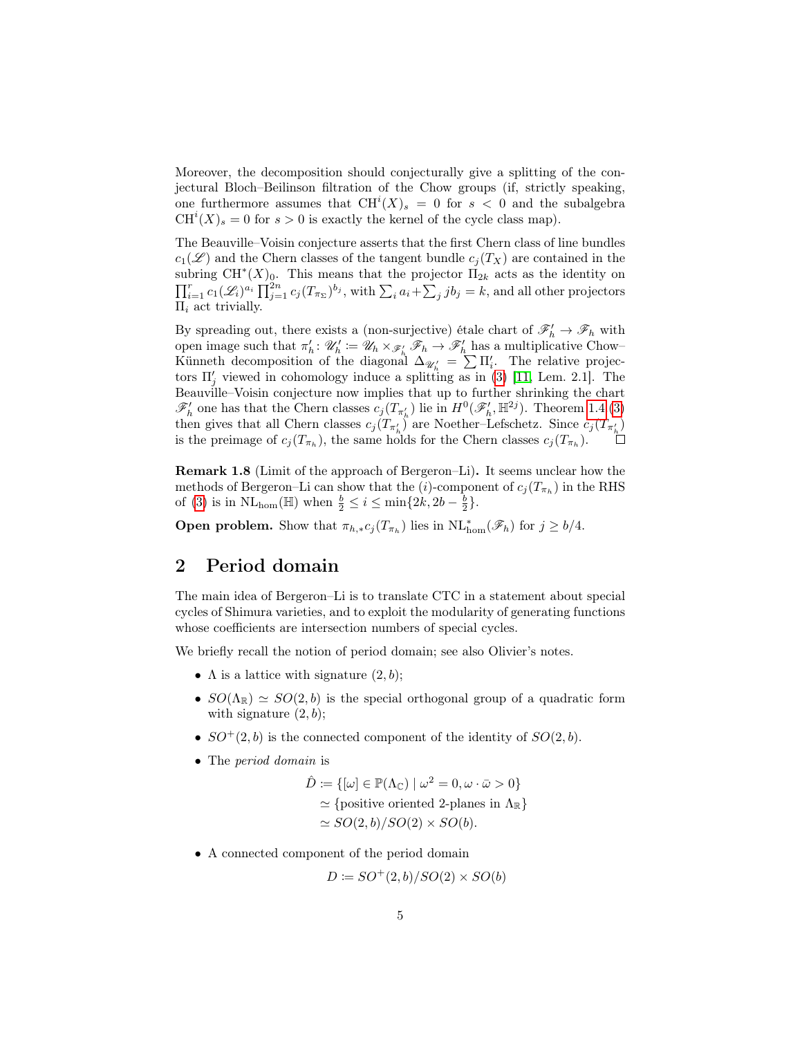Moreover, the decomposition should conjecturally give a splitting of the conjectural Bloch–Beilinson filtration of the Chow groups (if, strictly speaking, one furthermore assumes that $\mathrm{CH}^i(X)_s = 0$ for $s < 0$ and the subalgebra $\mathrm{CH}^i(X)_s = 0$ for $s > 0$ is exactly the kernel of the cycle class map).

The Beauville–Voisin conjecture asserts that the first Chern class of line bundles $c_1(\mathscr{L})$ and the Chern classes of the tangent bundle $c_j(T_X)$ are contained in the subring $\mathrm{CH}^*(X)_0$. This means that the projector $\Pi_{2k}$ acts as the identity on $\prod_{i=1}^r c_1(\mathscr{L}_i)^{a_i} \prod_{j=1}^{2n} c_j(T_{\pi_\Sigma})^{b_j}$, with $\sum_i a_i + \sum_j jb_j = k$, and all other projectors $\Pi_i$ act trivially.

By spreading out, there exists a (non-surjective) étale chart of $\mathscr{F}'_h \to \mathscr{F}_h$ with open image such that $\pi'_h \colon \mathscr{U}'_h := \mathscr{U}_h \times_{\mathscr{F}'_h} \mathscr{F}_h \to \mathscr{F}'_h$ has a multiplicative Chow–Künneth decomposition of the diagonal $\Delta_{\mathscr{U}'_h} = \sum \Pi'_i$. The relative projectors $\Pi'_j$ viewed in cohomology induce a splitting as in (3) [11, Lem. 2.1]. The Beauville–Voisin conjecture now implies that up to further shrinking the chart $\mathscr{F}'_h$ one has that the Chern classes $c_j(T_{\pi'_h})$ lie in $H^0(\mathscr{F}'_h, \mathbb{H}^{2j})$. Theorem 1.4 (3) then gives that all Chern classes $c_j(T_{\pi'_h})$ are Noether–Lefschetz. Since $c_j(T_{\pi'_h})$ is the preimage of $c_j(T_{\pi_h})$, the same holds for the Chern classes $c_j(T_{\pi_h})$. □

**Remark 1.8** (Limit of the approach of Bergeron–Li)**.** It seems unclear how the methods of Bergeron–Li can show that the $(i)$-component of $c_j(T_{\pi_h})$ in the RHS of (3) is in $\mathrm{NL}_{\mathrm{hom}}(\mathbb{H})$ when $\frac{b}{2} \leq i \leq \min\{2k, 2b - \frac{b}{2}\}$.

**Open problem.** Show that $\pi_{h,*}c_j(T_{\pi_h})$ lies in $\mathrm{NL}^*_{\mathrm{hom}}(\mathscr{F}_h)$ for $j \geq b/4$.

## 2 Period domain

The main idea of Bergeron–Li is to translate CTC in a statement about special cycles of Shimura varieties, and to exploit the modularity of generating functions whose coefficients are intersection numbers of special cycles.

We briefly recall the notion of period domain; see also Olivier's notes.

- $\Lambda$ is a lattice with signature $(2, b)$;
- $SO(\Lambda_\mathbb{R}) \simeq SO(2, b)$ is the special orthogonal group of a quadratic form with signature $(2, b)$;
- $SO^+(2, b)$ is the connected component of the identity of $SO(2, b)$.
- The *period domain* is

$$
\begin{aligned}
\hat{D} &:= \{[\omega] \in \mathbb{P}(\Lambda_\mathbb{C}) \mid \omega^2 = 0, \omega \cdot \bar{\omega} > 0\} \\
&\simeq \{\text{positive oriented 2-planes in } \Lambda_\mathbb{R}\} \\
&\simeq SO(2, b)/SO(2) \times SO(b).
\end{aligned}
$$

- A connected component of the period domain

$$
D := SO^+(2, b)/SO(2) \times SO(b)
$$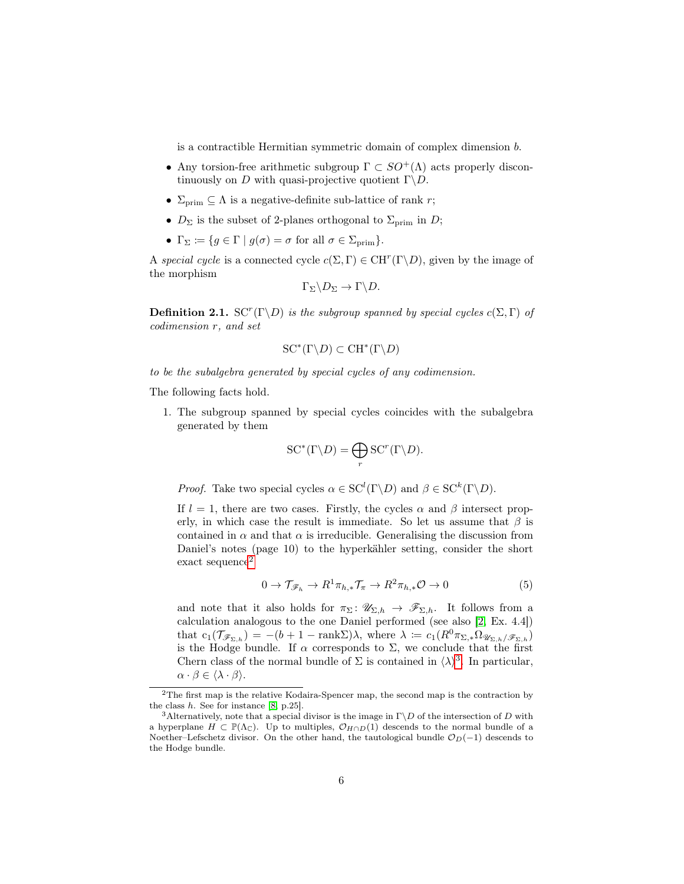is a contractible Hermitian symmetric domain of complex dimension $b$.

- Any torsion-free arithmetic subgroup $\Gamma \subset SO^+(\Lambda)$ acts properly discontinuously on $D$ with quasi-projective quotient $\Gamma\backslash D$.
- $\Sigma_{\rm prim} \subseteq \Lambda$ is a negative-definite sub-lattice of rank $r$;
- $D_\Sigma$ is the subset of 2-planes orthogonal to $\Sigma_{\rm prim}$ in $D$;
- $\Gamma_\Sigma := \{g \in \Gamma \mid g(\sigma) = \sigma \text{ for all } \sigma \in \Sigma_{\rm prim}\}$.

A *special cycle* is a connected cycle $c(\Sigma, \Gamma) \in \mathrm{CH}^r(\Gamma\backslash D)$, given by the image of the morphism

$$\Gamma_\Sigma\backslash D_\Sigma \to \Gamma\backslash D.$$

**Definition 2.1.** *$\mathrm{SC}^r(\Gamma\backslash D)$ is the subgroup spanned by special cycles $c(\Sigma, \Gamma)$ of codimension $r$, and set*

$$\mathrm{SC}^*(\Gamma\backslash D) \subset \mathrm{CH}^*(\Gamma\backslash D)$$

*to be the subalgebra generated by special cycles of any codimension.*

The following facts hold.

1. The subgroup spanned by special cycles coincides with the subalgebra generated by them

$$\mathrm{SC}^*(\Gamma\backslash D) = \bigoplus_r \mathrm{SC}^r(\Gamma\backslash D).$$

*Proof.* Take two special cycles $\alpha \in \mathrm{SC}^l(\Gamma\backslash D)$ and $\beta \in \mathrm{SC}^k(\Gamma\backslash D)$.

If $l = 1$, there are two cases. Firstly, the cycles $\alpha$ and $\beta$ intersect properly, in which case the result is immediate. So let us assume that $\beta$ is contained in $\alpha$ and that $\alpha$ is irreducible. Generalising the discussion from Daniel's notes (page 10) to the hyperkähler setting, consider the short exact sequence[2]

$$0 \to \mathcal{T}_{\mathscr{F}_h} \to R^1\pi_{h,*}\mathcal{T}_\pi \to R^2\pi_{h,*}\mathcal{O} \to 0 \tag{5}$$

and note that it also holds for $\pi_\Sigma \colon \mathscr{U}_{\Sigma,h} \to \mathscr{F}_{\Sigma,h}$. It follows from a calculation analogous to the one Daniel performed (see also [2, Ex. 4.4]) that $\mathrm{c}_1(\mathcal{T}_{\mathscr{F}_{\Sigma,h}}) = -(b + 1 - \mathrm{rank}\Sigma)\lambda$, where $\lambda := c_1(R^0\pi_{\Sigma,*}\Omega_{\mathscr{U}_{\Sigma,h}/\mathscr{F}_{\Sigma,h}})$ is the Hodge bundle. If $\alpha$ corresponds to $\Sigma$, we conclude that the first Chern class of the normal bundle of $\Sigma$ is contained in $\langle\lambda\rangle$[3]. In particular, $\alpha \cdot \beta \in \langle \lambda \cdot \beta \rangle$.

[2] The first map is the relative Kodaira-Spencer map, the second map is the contraction by the class $h$. See for instance [8, p.25].

[3] Alternatively, note that a special divisor is the image in $\Gamma\backslash D$ of the intersection of $D$ with a hyperplane $H \subset \mathbb{P}(\Lambda_\mathbb{C})$. Up to multiples, $\mathcal{O}_{H\cap D}(1)$ descends to the normal bundle of a Noether–Lefschetz divisor. On the other hand, the tautological bundle $\mathcal{O}_D(-1)$ descends to the Hodge bundle.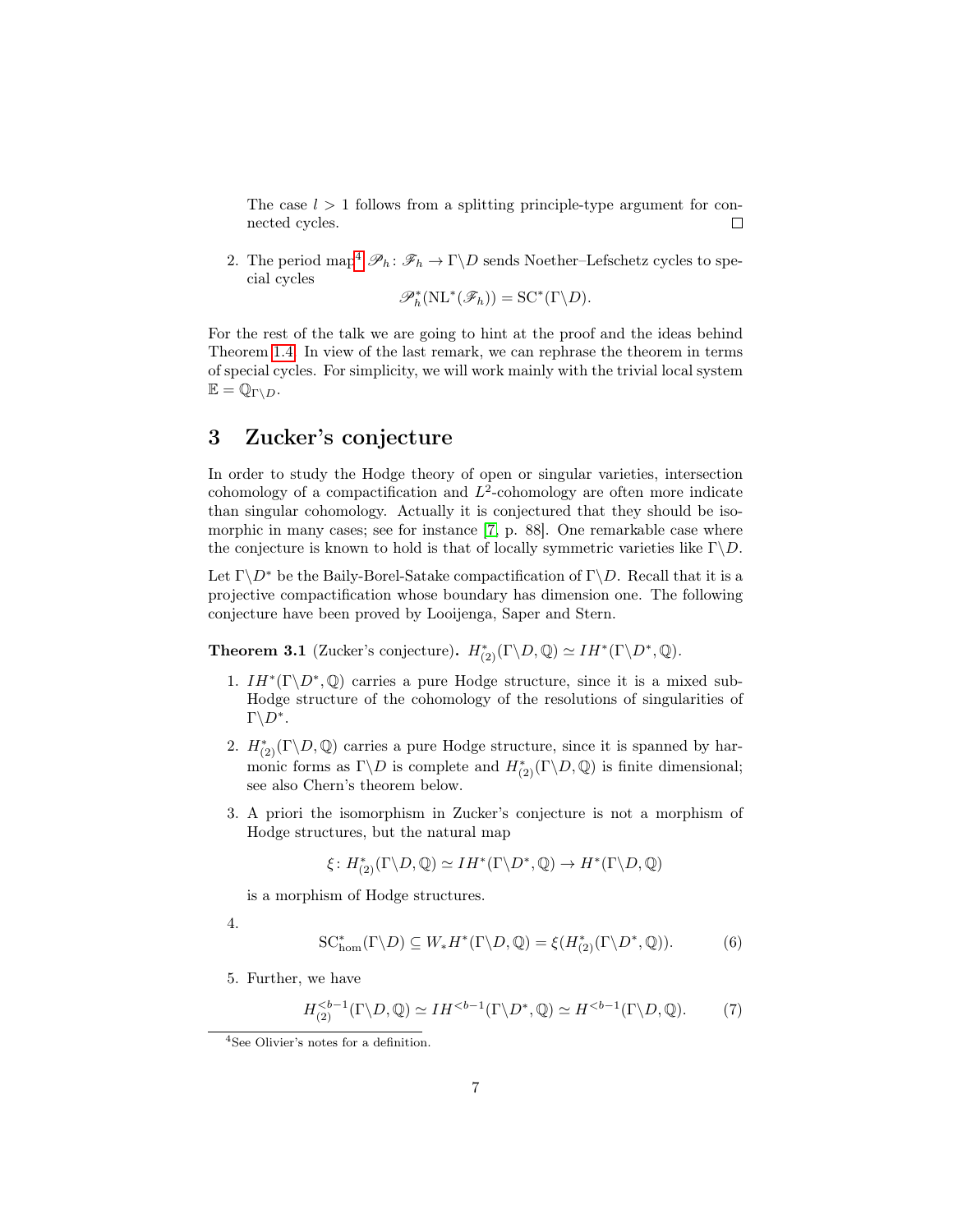The case $l > 1$ follows from a splitting principle-type argument for connected cycles. □

2. The period map[4] $\mathscr{P}_h \colon \mathscr{F}_h \to \Gamma\backslash D$ sends Noether–Lefschetz cycles to special cycles
$$\mathscr{P}_h^*(\mathrm{NL}^*(\mathscr{F}_h)) = \mathrm{SC}^*(\Gamma\backslash D).$$

For the rest of the talk we are going to hint at the proof and the ideas behind Theorem 1.4. In view of the last remark, we can rephrase the theorem in terms of special cycles. For simplicity, we will work mainly with the trivial local system $\mathbb{E} = \mathbb{Q}_{\Gamma\backslash D}$.

# 3 Zucker's conjecture

In order to study the Hodge theory of open or singular varieties, intersection cohomology of a compactification and $L^2$-cohomology are often more indicate than singular cohomology. Actually it is conjectured that they should be isomorphic in many cases; see for instance [7, p. 88]. One remarkable case where the conjecture is known to hold is that of locally symmetric varieties like $\Gamma\backslash D$.

Let $\Gamma\backslash D^*$ be the Baily-Borel-Satake compactification of $\Gamma\backslash D$. Recall that it is a projective compactification whose boundary has dimension one. The following conjecture have been proved by Looijenga, Saper and Stern.

**Theorem 3.1** (Zucker's conjecture)**.** $H^*_{(2)}(\Gamma\backslash D, \mathbb{Q}) \simeq IH^*(\Gamma\backslash D^*, \mathbb{Q})$.

1. $IH^*(\Gamma\backslash D^*, \mathbb{Q})$ carries a pure Hodge structure, since it is a mixed sub-Hodge structure of the cohomology of the resolutions of singularities of $\Gamma\backslash D^*$.

2. $H^*_{(2)}(\Gamma\backslash D, \mathbb{Q})$ carries a pure Hodge structure, since it is spanned by harmonic forms as $\Gamma\backslash D$ is complete and $H^*_{(2)}(\Gamma\backslash D, \mathbb{Q})$ is finite dimensional; see also Chern's theorem below.

3. A priori the isomorphism in Zucker's conjecture is not a morphism of Hodge structures, but the natural map
$$\xi \colon H^*_{(2)}(\Gamma\backslash D, \mathbb{Q}) \simeq IH^*(\Gamma\backslash D^*, \mathbb{Q}) \to H^*(\Gamma\backslash D, \mathbb{Q})$$
is a morphism of Hodge structures.

4. $$\mathrm{SC}^*_{\mathrm{hom}}(\Gamma\backslash D) \subseteq W_* H^*(\Gamma\backslash D, \mathbb{Q}) = \xi(H^*_{(2)}(\Gamma\backslash D^*, \mathbb{Q})). \tag{6}$$

5. Further, we have
$$H^{<b-1}_{(2)}(\Gamma\backslash D, \mathbb{Q}) \simeq IH^{<b-1}(\Gamma\backslash D^*, \mathbb{Q}) \simeq H^{<b-1}(\Gamma\backslash D, \mathbb{Q}). \tag{7}$$

[4] See Olivier's notes for a definition.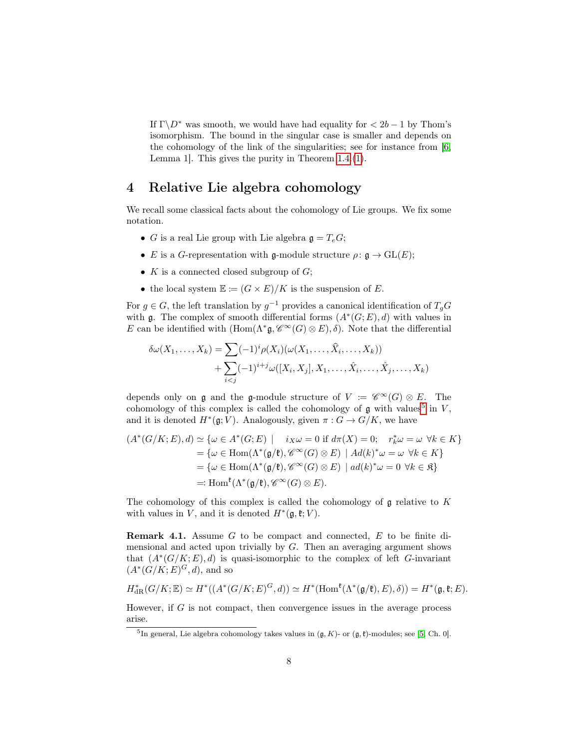If $\Gamma\backslash D^*$ was smooth, we would have had equality for $< 2b-1$ by Thom's isomorphism. The bound in the singular case is smaller and depends on the cohomology of the link of the singularities; see for instance from [6, Lemma 1]. This gives the purity in Theorem 1.4.(1).

# 4 Relative Lie algebra cohomology

We recall some classical facts about the cohomology of Lie groups. We fix some notation.

- $G$ is a real Lie group with Lie algebra $\mathfrak{g} = T_eG$;
- $E$ is a $G$-representation with $\mathfrak{g}$-module structure $\rho\colon \mathfrak{g} \to \mathrm{GL}(E)$;
- $K$ is a connected closed subgroup of $G$;
- the local system $\mathbb{E} := (G \times E)/K$ is the suspension of $E$.

For $g \in G$, the left translation by $g^{-1}$ provides a canonical identification of $T_gG$ with $\mathfrak{g}$. The complex of smooth differential forms $(A^*(G;E), d)$ with values in $E$ can be identified with $(\mathrm{Hom}(\Lambda^*\mathfrak{g}, \mathscr{C}^\infty(G) \otimes E), \delta)$. Note that the differential

$$\begin{aligned}\delta\omega(X_1,\dots,X_k) = &\sum (-1)^i \rho(X_i)(\omega(X_1,\dots,\widehat{X}_i,\dots,X_k)) \\ &+ \sum_{i<j} (-1)^{i+j} \omega([X_i,X_j], X_1,\dots,\hat{X}_i,\dots,\hat{X}_j,\dots,X_k)\end{aligned}$$

depends only on $\mathfrak{g}$ and the $\mathfrak{g}$-module structure of $V := \mathscr{C}^\infty(G) \otimes E$. The cohomology of this complex is called the cohomology of $\mathfrak{g}$ with values[5] in $V$, and it is denoted $H^*(\mathfrak{g}; V)$. Analogously, given $\pi: G \to G/K$, we have

$$\begin{aligned}(A^*(G/K;E), d) &\simeq \{\omega \in A^*(G;E) \mid \quad i_X\omega = 0 \text{ if } d\pi(X) = 0; \quad r_k^*\omega = \omega \ \forall k \in K\} \\ &= \{\omega \in \mathrm{Hom}(\Lambda^*(\mathfrak{g}/\mathfrak{k}), \mathscr{C}^\infty(G) \otimes E) \mid Ad(k)^*\omega = \omega \ \forall k \in K\} \\ &= \{\omega \in \mathrm{Hom}(\Lambda^*(\mathfrak{g}/\mathfrak{k}), \mathscr{C}^\infty(G) \otimes E) \mid ad(k)^*\omega = 0 \ \forall k \in \mathfrak{K}\} \\ &=: \mathrm{Hom}^{\mathfrak{k}}(\Lambda^*(\mathfrak{g}/\mathfrak{k}), \mathscr{C}^\infty(G) \otimes E).\end{aligned}$$

The cohomology of this complex is called the cohomology of $\mathfrak{g}$ relative to $K$ with values in $V$, and it is denoted $H^*(\mathfrak{g}, \mathfrak{k}; V)$.

**Remark 4.1.** Assume $G$ to be compact and connected, $E$ to be finite dimensional and acted upon trivially by $G$. Then an averaging argument shows that $(A^*(G/K;E), d)$ is quasi-isomorphic to the complex of left $G$-invariant $(A^*(G/K;E)^G, d)$, and so

$$H^*_{\mathrm{dR}}(G/K;\mathbb{E}) \simeq H^*((A^*(G/K;E)^G, d)) \simeq H^*(\mathrm{Hom}^{\mathfrak{k}}(\Lambda^*(\mathfrak{g}/\mathfrak{k}), E), \delta)) = H^*(\mathfrak{g}, \mathfrak{k}; E).$$

However, if $G$ is not compact, then convergence issues in the average process arise.

[5] In general, Lie algebra cohomology takes values in $(\mathfrak{g}, K)$- or $(\mathfrak{g}, \mathfrak{k})$-modules; see [5, Ch. 0].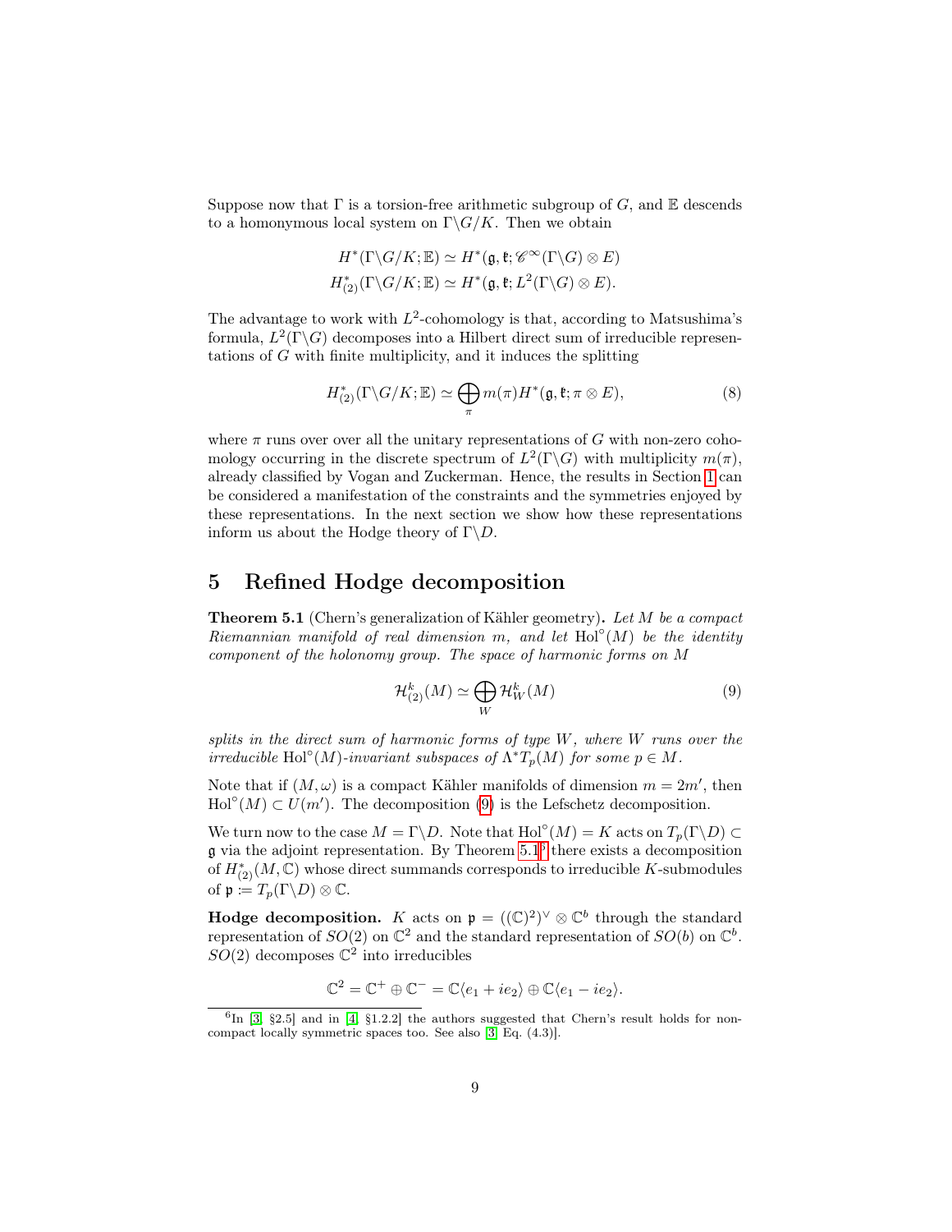Suppose now that $\Gamma$ is a torsion-free arithmetic subgroup of $G$, and $\mathbb{E}$ descends to a homonymous local system on $\Gamma\backslash G/K$. Then we obtain

$$H^*(\Gamma\backslash G/K; \mathbb{E}) \simeq H^*(\mathfrak{g}, \mathfrak{k}; \mathscr{C}^\infty(\Gamma\backslash G) \otimes E)$$
$$H^*_{(2)}(\Gamma\backslash G/K; \mathbb{E}) \simeq H^*(\mathfrak{g}, \mathfrak{k}; L^2(\Gamma\backslash G) \otimes E).$$

The advantage to work with $L^2$-cohomology is that, according to Matsushima's formula, $L^2(\Gamma\backslash G)$ decomposes into a Hilbert direct sum of irreducible representations of $G$ with finite multiplicity, and it induces the splitting

$$H^*_{(2)}(\Gamma\backslash G/K; \mathbb{E}) \simeq \bigoplus_\pi m(\pi) H^*(\mathfrak{g}, \mathfrak{k}; \pi \otimes E), \tag{8}$$

where $\pi$ runs over over all the unitary representations of $G$ with non-zero cohomology occurring in the discrete spectrum of $L^2(\Gamma\backslash G)$ with multiplicity $m(\pi)$, already classified by Vogan and Zuckerman. Hence, the results in Section 1 can be considered a manifestation of the constraints and the symmetries enjoyed by these representations. In the next section we show how these representations inform us about the Hodge theory of $\Gamma\backslash D$.

## 5 Refined Hodge decomposition

**Theorem 5.1** (Chern's generalization of Kähler geometry)**.** *Let $M$ be a compact Riemannian manifold of real dimension $m$, and let $\mathrm{Hol}^\circ(M)$ be the identity component of the holonomy group. The space of harmonic forms on $M$*

$$\mathcal{H}^k_{(2)}(M) \simeq \bigoplus_W \mathcal{H}^k_W(M) \tag{9}$$

*splits in the direct sum of harmonic forms of type $W$, where $W$ runs over the irreducible $\mathrm{Hol}^\circ(M)$-invariant subspaces of $\Lambda^* T_p(M)$ for some $p \in M$.*

Note that if $(M, \omega)$ is a compact Kähler manifolds of dimension $m = 2m'$, then $\mathrm{Hol}^\circ(M) \subset U(m')$. The decomposition (9) is the Lefschetz decomposition.

We turn now to the case $M = \Gamma\backslash D$. Note that $\mathrm{Hol}^\circ(M) = K$ acts on $T_p(\Gamma\backslash D) \subset \mathfrak{g}$ via the adjoint representation. By Theorem 5.1[6] there exists a decomposition of $H^*_{(2)}(M, \mathbb{C})$ whose direct summands corresponds to irreducible $K$-submodules of $\mathfrak{p} := T_p(\Gamma\backslash D) \otimes \mathbb{C}$.

**Hodge decomposition.** $K$ acts on $\mathfrak{p} = ((\mathbb{C})^2)^\vee \otimes \mathbb{C}^b$ through the standard representation of $SO(2)$ on $\mathbb{C}^2$ and the standard representation of $SO(b)$ on $\mathbb{C}^b$. $SO(2)$ decomposes $\mathbb{C}^2$ into irreducibles

$$\mathbb{C}^2 = \mathbb{C}^+ \oplus \mathbb{C}^- = \mathbb{C}\langle e_1 + ie_2 \rangle \oplus \mathbb{C}\langle e_1 - ie_2 \rangle.$$

[6] In [3, §2.5] and in [4, §1.2.2] the authors suggested that Chern's result holds for non-compact locally symmetric spaces too. See also [3, Eq. (4.3)].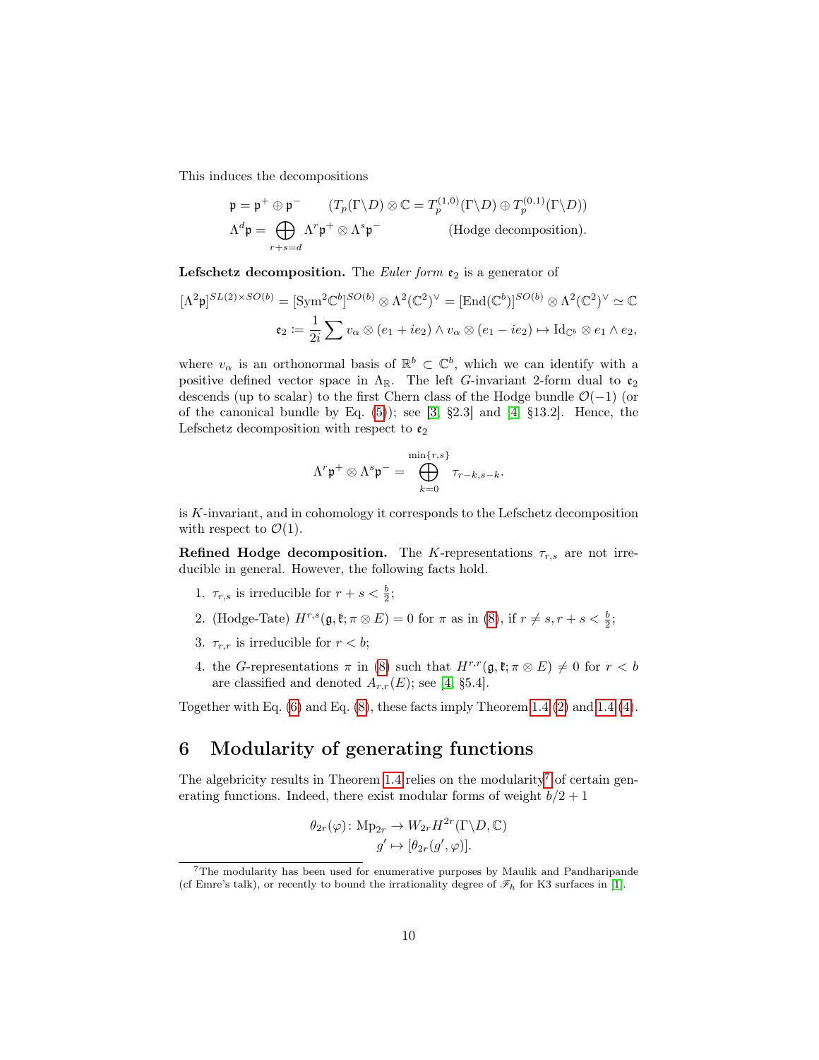This induces the decompositions

$$\mathfrak{p} = \mathfrak{p}^+ \oplus \mathfrak{p}^- \qquad (T_p(\Gamma\backslash D)\otimes \mathbb{C} = T_p^{(1,0)}(\Gamma\backslash D) \oplus T_p^{(0,1)}(\Gamma\backslash D))$$

$$\Lambda^d \mathfrak{p} = \bigoplus_{r+s=d} \Lambda^r \mathfrak{p}^+ \otimes \Lambda^s \mathfrak{p}^- \qquad \text{(Hodge decomposition).}$$

**Lefschetz decomposition.** The *Euler form* $\mathfrak{e}_2$ is a generator of

$$[\Lambda^2 \mathfrak{p}]^{SL(2)\times SO(b)} = [\mathrm{Sym}^2 \mathbb{C}^b]^{SO(b)} \otimes \Lambda^2(\mathbb{C}^2)^\vee = [\mathrm{End}(\mathbb{C}^b)]^{SO(b)} \otimes \Lambda^2(\mathbb{C}^2)^\vee \simeq \mathbb{C}$$

$$\mathfrak{e}_2 := \frac{1}{2i}\sum v_\alpha \otimes (e_1 + ie_2) \wedge v_\alpha \otimes (e_1 - ie_2) \mapsto \mathrm{Id}_{\mathbb{C}^b} \otimes e_1 \wedge e_2,$$

where $v_\alpha$ is an orthonormal basis of $\mathbb{R}^b \subset \mathbb{C}^b$, which we can identify with a positive defined vector space in $\Lambda_\mathbb{R}$. The left $G$-invariant 2-form dual to $\mathfrak{e}_2$ descends (up to scalar) to the first Chern class of the Hodge bundle $\mathcal{O}(-1)$ (or of the canonical bundle by Eq. (5)); see [3, §2.3] and [4, §13.2]. Hence, the Lefschetz decomposition with respect to $\mathfrak{e}_2$

$$\Lambda^r \mathfrak{p}^+ \otimes \Lambda^s \mathfrak{p}^- = \bigoplus_{k=0}^{\min\{r,s\}} \tau_{r-k,s-k}.$$

is $K$-invariant, and in cohomology it corresponds to the Lefschetz decomposition with respect to $\mathcal{O}(1)$.

**Refined Hodge decomposition.** The $K$-representations $\tau_{r,s}$ are not irreducible in general. However, the following facts hold.

1. $\tau_{r,s}$ is irreducible for $r + s < \frac{b}{2}$;
2. (Hodge-Tate) $H^{r,s}(\mathfrak{g}, \mathfrak{k}; \pi \otimes E) = 0$ for $\pi$ as in (8), if $r \neq s, r + s < \frac{b}{2}$;
3. $\tau_{r,r}$ is irreducible for $r < b$;
4. the $G$-representations $\pi$ in (8) such that $H^{r,r}(\mathfrak{g}, \mathfrak{k}; \pi \otimes E) \neq 0$ for $r < b$ are classified and denoted $A_{r,r}(E)$; see [4, §5.4].

Together with Eq. (6) and Eq. (8), these facts imply Theorem 1.4 (2) and 1.4 (4).

# 6 Modularity of generating functions

The algebricity results in Theorem 1.4 relies on the modularity[7] of certain generating functions. Indeed, there exist modular forms of weight $b/2 + 1$

$$\theta_{2r}(\varphi)\colon \mathrm{Mp}_{2r} \to W_{2r}H^{2r}(\Gamma\backslash D, \mathbb{C})$$
$$g' \mapsto [\theta_{2r}(g', \varphi)].$$

[7] The modularity has been used for enumerative purposes by Maulik and Pandharipande (cf Emre's talk), or recently to bound the irrationality degree of $\mathscr{F}_h$ for K3 surfaces in [1].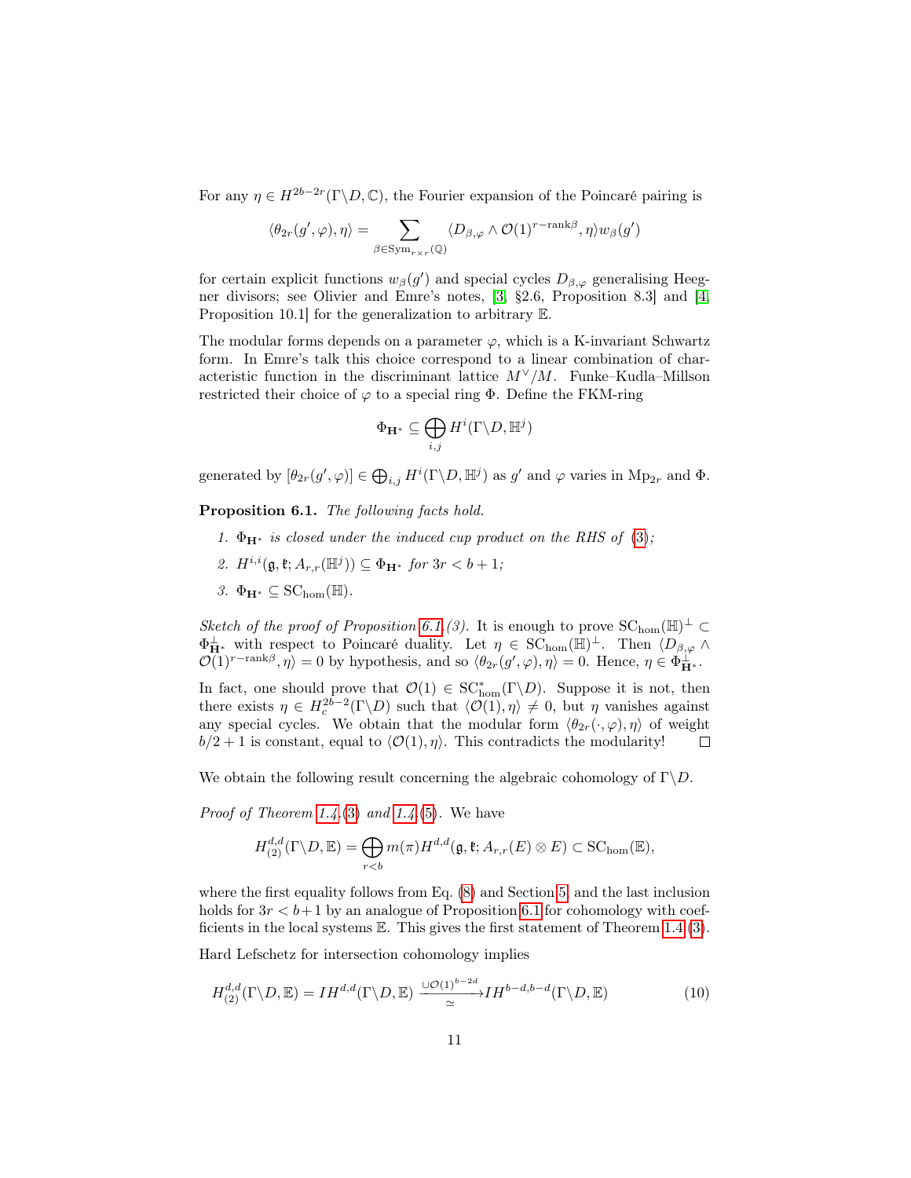For any $\eta \in H^{2b-2r}(\Gamma\backslash D, \mathbb{C})$, the Fourier expansion of the Poincaré pairing is

$$\langle \theta_{2r}(g', \varphi), \eta\rangle = \sum_{\beta \in \mathrm{Sym}_{r\times r}(\mathbb{Q})} \langle D_{\beta,\varphi} \wedge \mathcal{O}(1)^{r-\mathrm{rank}\beta}, \eta\rangle w_\beta(g')$$

for certain explicit functions $w_\beta(g')$ and special cycles $D_{\beta,\varphi}$ generalising Heegner divisors; see Olivier and Emre's notes, [3, §2.6, Proposition 8.3] and [4, Proposition 10.1] for the generalization to arbitrary $\mathbb{E}$.

The modular forms depends on a parameter $\varphi$, which is a K-invariant Schwartz form. In Emre's talk this choice correspond to a linear combination of characteristic function in the discriminant lattice $M^\vee/M$. Funke–Kudla–Millson restricted their choice of $\varphi$ to a special ring $\Phi$. Define the FKM-ring

$$\Phi_{\mathbf{H}^*} \subseteq \bigoplus_{i,j} H^i(\Gamma\backslash D, \mathbb{H}^j)$$

generated by $[\theta_{2r}(g', \varphi)] \in \bigoplus_{i,j} H^i(\Gamma\backslash D, \mathbb{H}^j)$ as $g'$ and $\varphi$ varies in $\mathrm{Mp}_{2r}$ and $\Phi$.

**Proposition 6.1.** *The following facts hold.*

1. *$\Phi_{\mathbf{H}^*}$ is closed under the induced cup product on the RHS of (3);*
2. *$H^{i,i}(\mathfrak{g}, \mathfrak{k}; A_{r,r}(\mathbb{H}^j)) \subseteq \Phi_{\mathbf{H}^*}$ for $3r < b+1$;*
3. *$\Phi_{\mathbf{H}^*} \subseteq \mathrm{SC}_{\mathrm{hom}}(\mathbb{H})$.*

*Sketch of the proof of Proposition 6.1.(3).* It is enough to prove $\mathrm{SC}_{\mathrm{hom}}(\mathbb{H})^\perp \subset \Phi_{\mathbf{H}^*}^\perp$ with respect to Poincaré duality. Let $\eta \in \mathrm{SC}_{\mathrm{hom}}(\mathbb{H})^\perp$. Then $\langle D_{\beta,\varphi} \wedge \mathcal{O}(1)^{r-\mathrm{rank}\beta}, \eta\rangle = 0$ by hypothesis, and so $\langle \theta_{2r}(g', \varphi), \eta\rangle = 0$. Hence, $\eta \in \Phi_{\mathbf{H}^*}^\perp$.

In fact, one should prove that $\mathcal{O}(1) \in \mathrm{SC}^*_{\mathrm{hom}}(\Gamma\backslash D)$. Suppose it is not, then there exists $\eta \in H_c^{2b-2}(\Gamma\backslash D)$ such that $\langle \mathcal{O}(1), \eta\rangle \neq 0$, but $\eta$ vanishes against any special cycles. We obtain that the modular form $\langle \theta_{2r}(\cdot, \varphi), \eta\rangle$ of weight $b/2+1$ is constant, equal to $\langle \mathcal{O}(1), \eta\rangle$. This contradicts the modularity! $\square$

We obtain the following result concerning the algebraic cohomology of $\Gamma\backslash D$.

*Proof of Theorem 1.4.(3) and 1.4.(5).* We have

$$H^{d,d}_{(2)}(\Gamma\backslash D, \mathbb{E}) = \bigoplus_{r<b} m(\pi) H^{d,d}(\mathfrak{g}, \mathfrak{k}; A_{r,r}(E) \otimes E) \subset \mathrm{SC}_{\mathrm{hom}}(\mathbb{E}),$$

where the first equality follows from Eq. (8) and Section 5, and the last inclusion holds for $3r < b+1$ by an analogue of Proposition 6.1 for cohomology with coefficients in the local systems $\mathbb{E}$. This gives the first statement of Theorem 1.4.(3).

Hard Lefschetz for intersection cohomology implies

$$H^{d,d}_{(2)}(\Gamma\backslash D, \mathbb{E}) = IH^{d,d}(\Gamma\backslash D, \mathbb{E}) \xrightarrow[\simeq]{\cup \mathcal{O}(1)^{b-2d}} IH^{b-d,b-d}(\Gamma\backslash D, \mathbb{E}) \tag{10}$$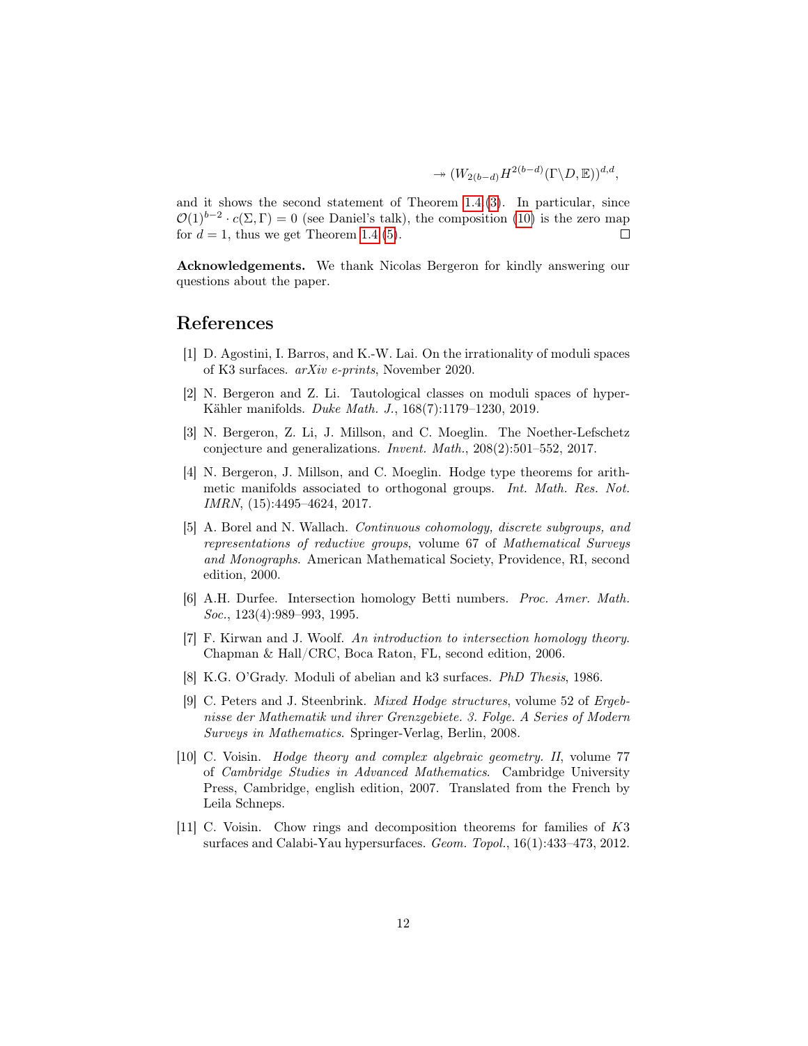$$\twoheadrightarrow (W_{2(b-d)}H^{2(b-d)}(\Gamma\backslash D, \mathbb{E}))^{d,d},$$

and it shows the second statement of Theorem 1.4 (3). In particular, since $\mathcal{O}(1)^{b-2} \cdot c(\Sigma, \Gamma) = 0$ (see Daniel's talk), the composition (10) is the zero map for $d = 1$, thus we get Theorem 1.4 (5). □

**Acknowledgements.** We thank Nicolas Bergeron for kindly answering our questions about the paper.

# References

[1] D. Agostini, I. Barros, and K.-W. Lai. On the irrationality of moduli spaces of K3 surfaces. *arXiv e-prints*, November 2020.

[2] N. Bergeron and Z. Li. Tautological classes on moduli spaces of hyper-Kähler manifolds. *Duke Math. J.*, 168(7):1179–1230, 2019.

[3] N. Bergeron, Z. Li, J. Millson, and C. Moeglin. The Noether-Lefschetz conjecture and generalizations. *Invent. Math.*, 208(2):501–552, 2017.

[4] N. Bergeron, J. Millson, and C. Moeglin. Hodge type theorems for arithmetic manifolds associated to orthogonal groups. *Int. Math. Res. Not. IMRN*, (15):4495–4624, 2017.

[5] A. Borel and N. Wallach. *Continuous cohomology, discrete subgroups, and representations of reductive groups*, volume 67 of *Mathematical Surveys and Monographs*. American Mathematical Society, Providence, RI, second edition, 2000.

[6] A.H. Durfee. Intersection homology Betti numbers. *Proc. Amer. Math. Soc.*, 123(4):989–993, 1995.

[7] F. Kirwan and J. Woolf. *An introduction to intersection homology theory*. Chapman & Hall/CRC, Boca Raton, FL, second edition, 2006.

[8] K.G. O'Grady. Moduli of abelian and k3 surfaces. *PhD Thesis*, 1986.

[9] C. Peters and J. Steenbrink. *Mixed Hodge structures*, volume 52 of *Ergebnisse der Mathematik und ihrer Grenzgebiete. 3. Folge. A Series of Modern Surveys in Mathematics*. Springer-Verlag, Berlin, 2008.

[10] C. Voisin. *Hodge theory and complex algebraic geometry. II*, volume 77 of *Cambridge Studies in Advanced Mathematics*. Cambridge University Press, Cambridge, english edition, 2007. Translated from the French by Leila Schneps.

[11] C. Voisin. Chow rings and decomposition theorems for families of $K3$ surfaces and Calabi-Yau hypersurfaces. *Geom. Topol.*, 16(1):433–473, 2012.